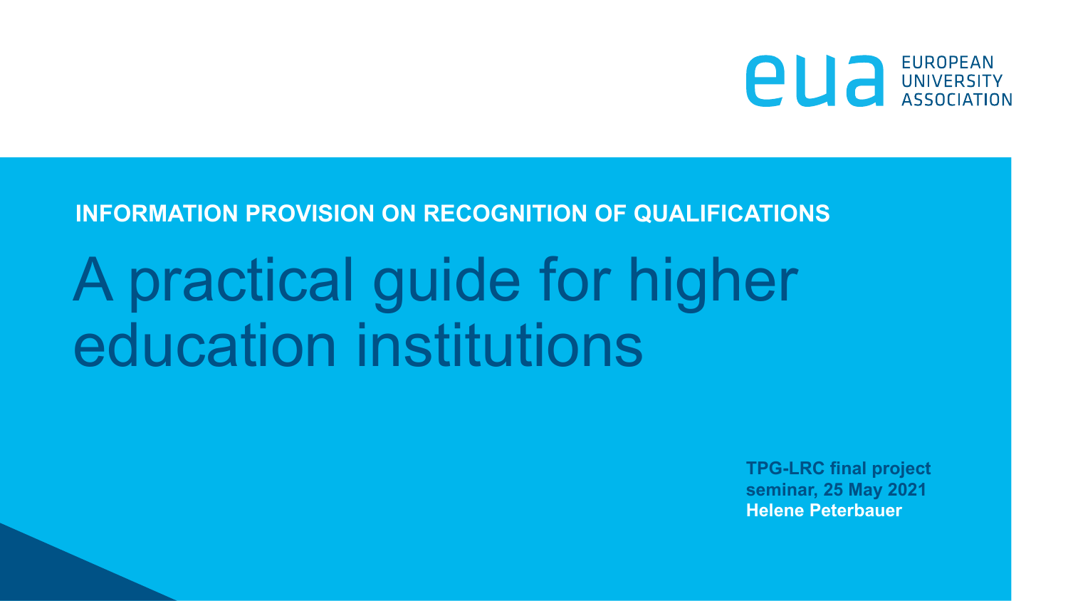EUROPEAN UNIVERSITY ASSOCIATION

**INFORMATION PROVISION ON RECOGNITION OF QUALIFICATIONS**

# A practical guide for higher education institutions

**TPG-LRC final project seminar, 25 May 2021**
**Helene Peterbauer**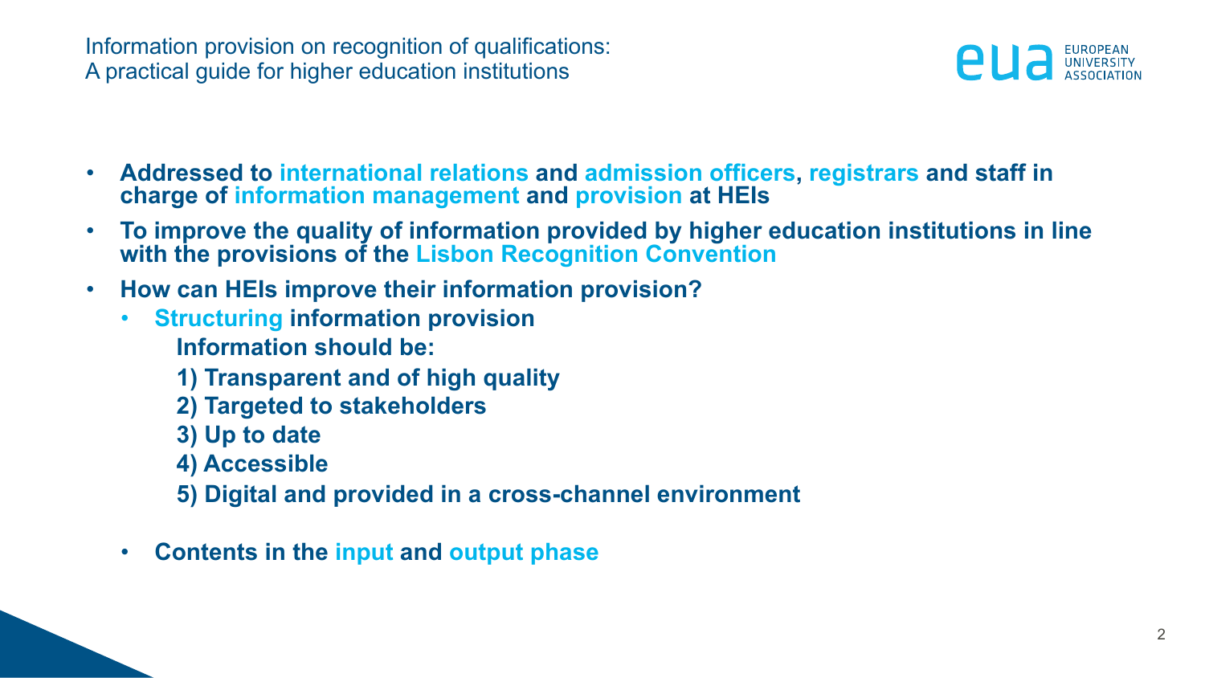# Information provision on recognition of qualifications: A practical guide for higher education institutions

- **Addressed to international relations and admission officers, registrars and staff in charge of information management and provision at HEIs**
- **To improve the quality of information provided by higher education institutions in line with the provisions of the Lisbon Recognition Convention**
- **How can HEIs improve their information provision?**
  - **Structuring information provision**

    **Information should be:**

    **1) Transparent and of high quality**

    **2) Targeted to stakeholders**

    **3) Up to date**

    **4) Accessible**

    **5) Digital and provided in a cross-channel environment**

  - **Contents in the input and output phase**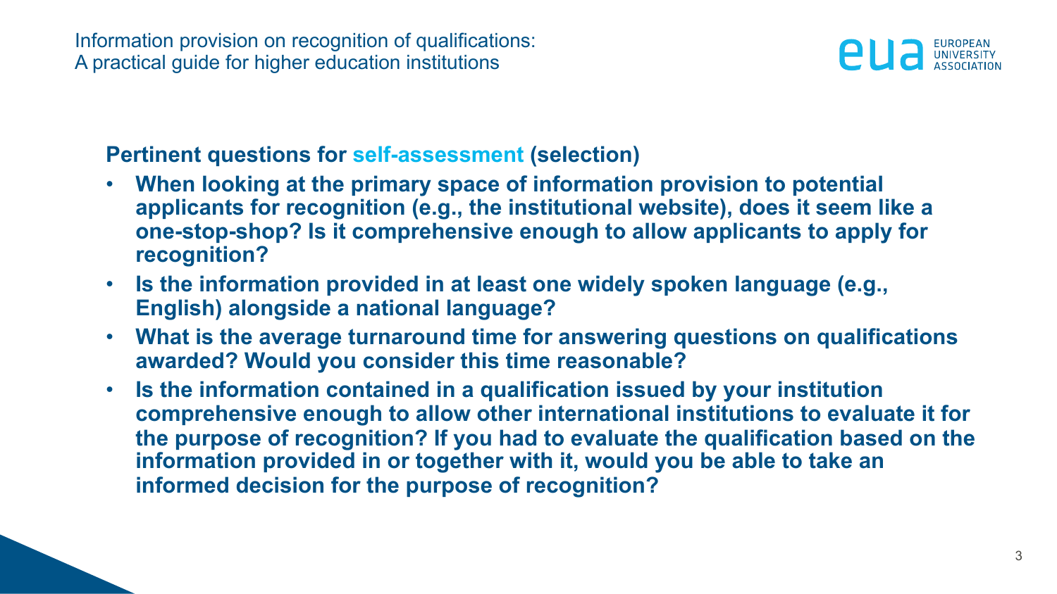**Pertinent questions for self-assessment (selection)**

- **When looking at the primary space of information provision to potential applicants for recognition (e.g., the institutional website), does it seem like a one-stop-shop? Is it comprehensive enough to allow applicants to apply for recognition?**
- **Is the information provided in at least one widely spoken language (e.g., English) alongside a national language?**
- **What is the average turnaround time for answering questions on qualifications awarded? Would you consider this time reasonable?**
- **Is the information contained in a qualification issued by your institution comprehensive enough to allow other international institutions to evaluate it for the purpose of recognition? If you had to evaluate the qualification based on the information provided in or together with it, would you be able to take an informed decision for the purpose of recognition?**